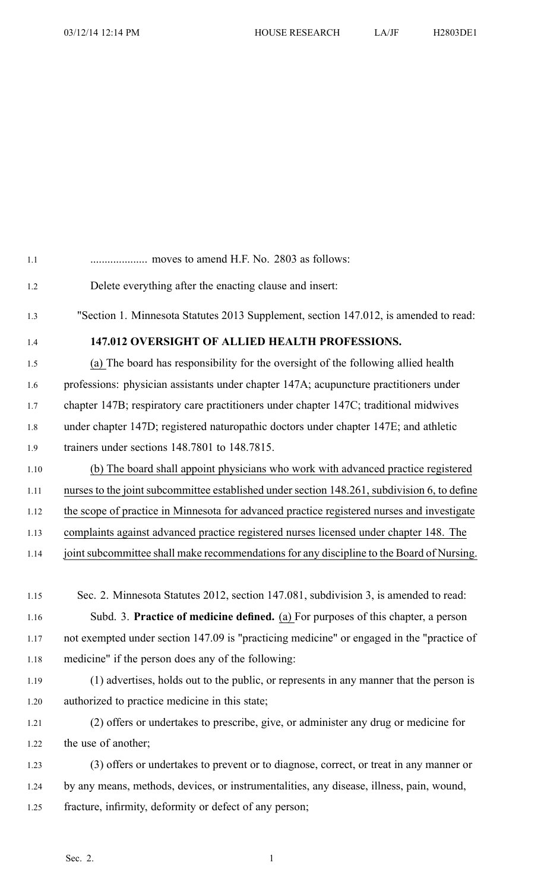.................... moves to amend H.F. No. 2803 as follows:

Delete everything after the enacting clause and insert:

"Section 1. Minnesota Statutes 2013 Supplement, section 147.012, is amended to read:

**147.012 OVERSIGHT OF ALLIED HEALTH PROFESSIONS.**

(a) The board has responsibility for the oversight of the following allied health professions: physician assistants under chapter 147A; acupuncture practitioners under chapter 147B; respiratory care practitioners under chapter 147C; traditional midwives under chapter 147D; registered naturopathic doctors under chapter 147E; and athletic trainers under sections 148.7801 to 148.7815.

(b) The board shall appoint physicians who work with advanced practice registered nurses to the joint subcommittee established under section 148.261, subdivision 6, to define the scope of practice in Minnesota for advanced practice registered nurses and investigate complaints against advanced practice registered nurses licensed under chapter 148. The joint subcommittee shall make recommendations for any discipline to the Board of Nursing.

Sec. 2. Minnesota Statutes 2012, section 147.081, subdivision 3, is amended to read:

Subd. 3. **Practice of medicine defined.** (a) For purposes of this chapter, a person not exempted under section 147.09 is "practicing medicine" or engaged in the "practice of medicine" if the person does any of the following:

(1) advertises, holds out to the public, or represents in any manner that the person is authorized to practice medicine in this state;

(2) offers or undertakes to prescribe, give, or administer any drug or medicine for the use of another;

(3) offers or undertakes to prevent or to diagnose, correct, or treat in any manner or by any means, methods, devices, or instrumentalities, any disease, illness, pain, wound, fracture, infirmity, deformity or defect of any person;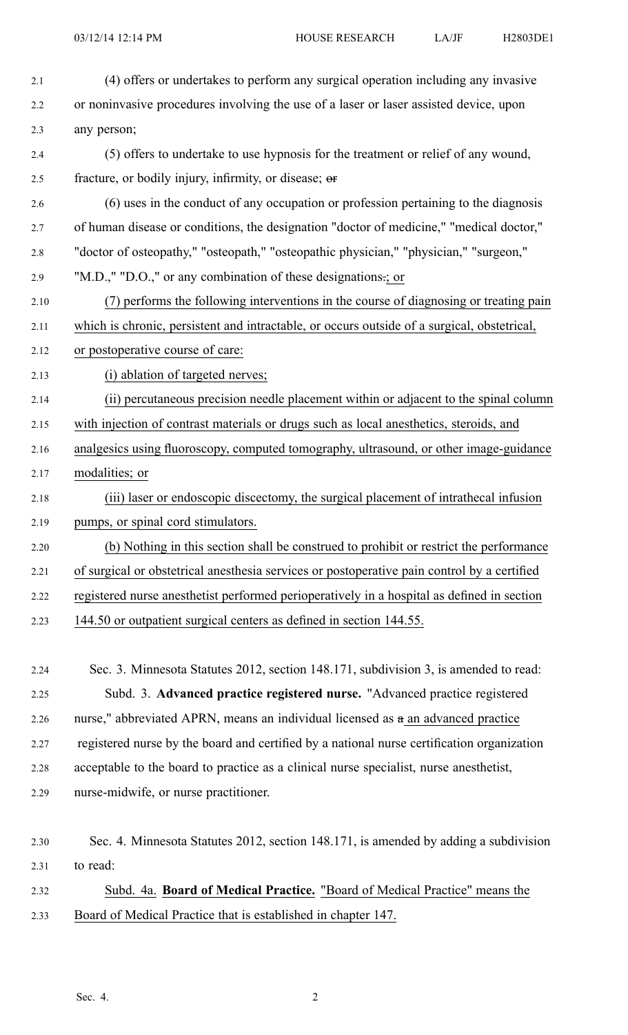(4) offers or undertakes to perform any surgical operation including any invasive or noninvasive procedures involving the use of a laser or laser assisted device, upon any person;

(5) offers to undertake to use hypnosis for the treatment or relief of any wound, fracture, or bodily injury, infirmity, or disease; ~~or~~

(6) uses in the conduct of any occupation or profession pertaining to the diagnosis of human disease or conditions, the designation "doctor of medicine," "medical doctor," "doctor of osteopathy," "osteopath," "osteopathic physician," "physician," "surgeon," "M.D.," "D.O.," or any combination of these designations~~.~~; or

(7) performs the following interventions in the course of diagnosing or treating pain which is chronic, persistent and intractable, or occurs outside of a surgical, obstetrical, or postoperative course of care:

(i) ablation of targeted nerves;

(ii) percutaneous precision needle placement within or adjacent to the spinal column with injection of contrast materials or drugs such as local anesthetics, steroids, and analgesics using fluoroscopy, computed tomography, ultrasound, or other image-guidance modalities; or

(iii) laser or endoscopic discectomy, the surgical placement of intrathecal infusion pumps, or spinal cord stimulators.

(b) Nothing in this section shall be construed to prohibit or restrict the performance of surgical or obstetrical anesthesia services or postoperative pain control by a certified registered nurse anesthetist performed perioperatively in a hospital as defined in section 144.50 or outpatient surgical centers as defined in section 144.55.

Sec. 3. Minnesota Statutes 2012, section 148.171, subdivision 3, is amended to read:

Subd. 3. **Advanced practice registered nurse.** "Advanced practice registered nurse," abbreviated APRN, means an individual licensed as ~~a~~ an advanced practice registered nurse by the board and certified by a national nurse certification organization acceptable to the board to practice as a clinical nurse specialist, nurse anesthetist, nurse-midwife, or nurse practitioner.

Sec. 4. Minnesota Statutes 2012, section 148.171, is amended by adding a subdivision to read:

Subd. 4a. **Board of Medical Practice.** "Board of Medical Practice" means the Board of Medical Practice that is established in chapter 147.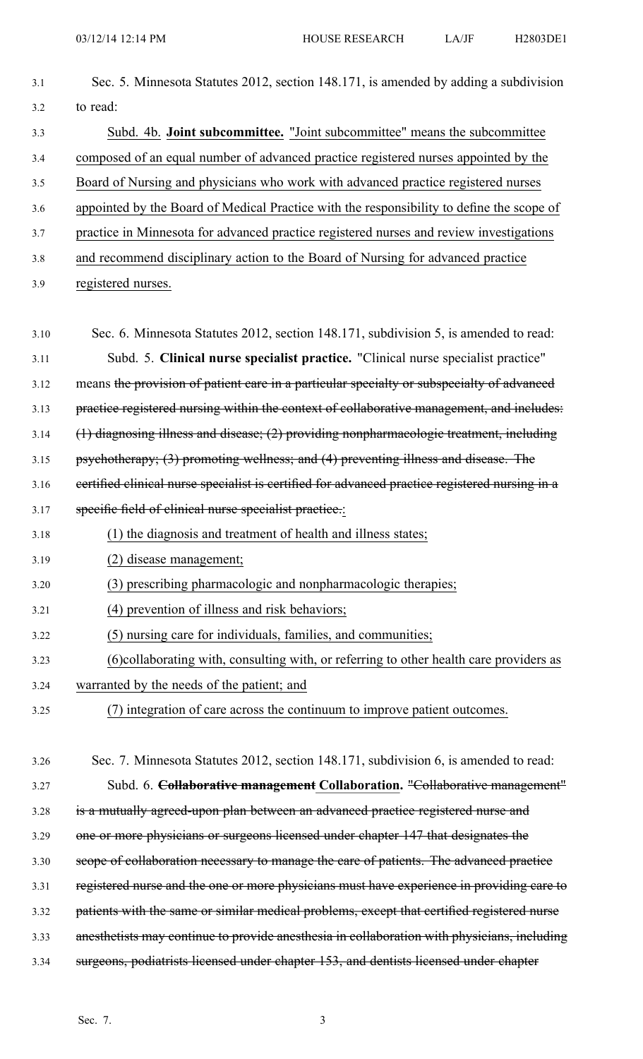Sec. 5. Minnesota Statutes 2012, section 148.171, is amended by adding a subdivision to read:

Subd. 4b. **Joint subcommittee.** "Joint subcommittee" means the subcommittee composed of an equal number of advanced practice registered nurses appointed by the Board of Nursing and physicians who work with advanced practice registered nurses appointed by the Board of Medical Practice with the responsibility to define the scope of practice in Minnesota for advanced practice registered nurses and review investigations and recommend disciplinary action to the Board of Nursing for advanced practice registered nurses.

Sec. 6. Minnesota Statutes 2012, section 148.171, subdivision 5, is amended to read:

Subd. 5. **Clinical nurse specialist practice.** "Clinical nurse specialist practice" means ~~the provision of patient care in a particular specialty or subspecialty of advanced practice registered nursing within the context of collaborative management, and includes: (1) diagnosing illness and disease; (2) providing nonpharmacologic treatment, including psychotherapy; (3) promoting wellness; and (4) preventing illness and disease. The certified clinical nurse specialist is certified for advanced practice registered nursing in a specific field of clinical nurse specialist practice.~~:

(1) the diagnosis and treatment of health and illness states;

(2) disease management;

(3) prescribing pharmacologic and nonpharmacologic therapies;

(4) prevention of illness and risk behaviors;

(5) nursing care for individuals, families, and communities;

(6)collaborating with, consulting with, or referring to other health care providers as warranted by the needs of the patient; and

(7) integration of care across the continuum to improve patient outcomes.

Sec. 7. Minnesota Statutes 2012, section 148.171, subdivision 6, is amended to read:

Subd. 6. ~~**Collaborative management**~~ **Collaboration.** ~~"Collaborative management" is a mutually agreed-upon plan between an advanced practice registered nurse and one or more physicians or surgeons licensed under chapter 147 that designates the scope of collaboration necessary to manage the care of patients. The advanced practice registered nurse and the one or more physicians must have experience in providing care to patients with the same or similar medical problems, except that certified registered nurse anesthetists may continue to provide anesthesia in collaboration with physicians, including surgeons, podiatrists licensed under chapter 153, and dentists licensed under chapter~~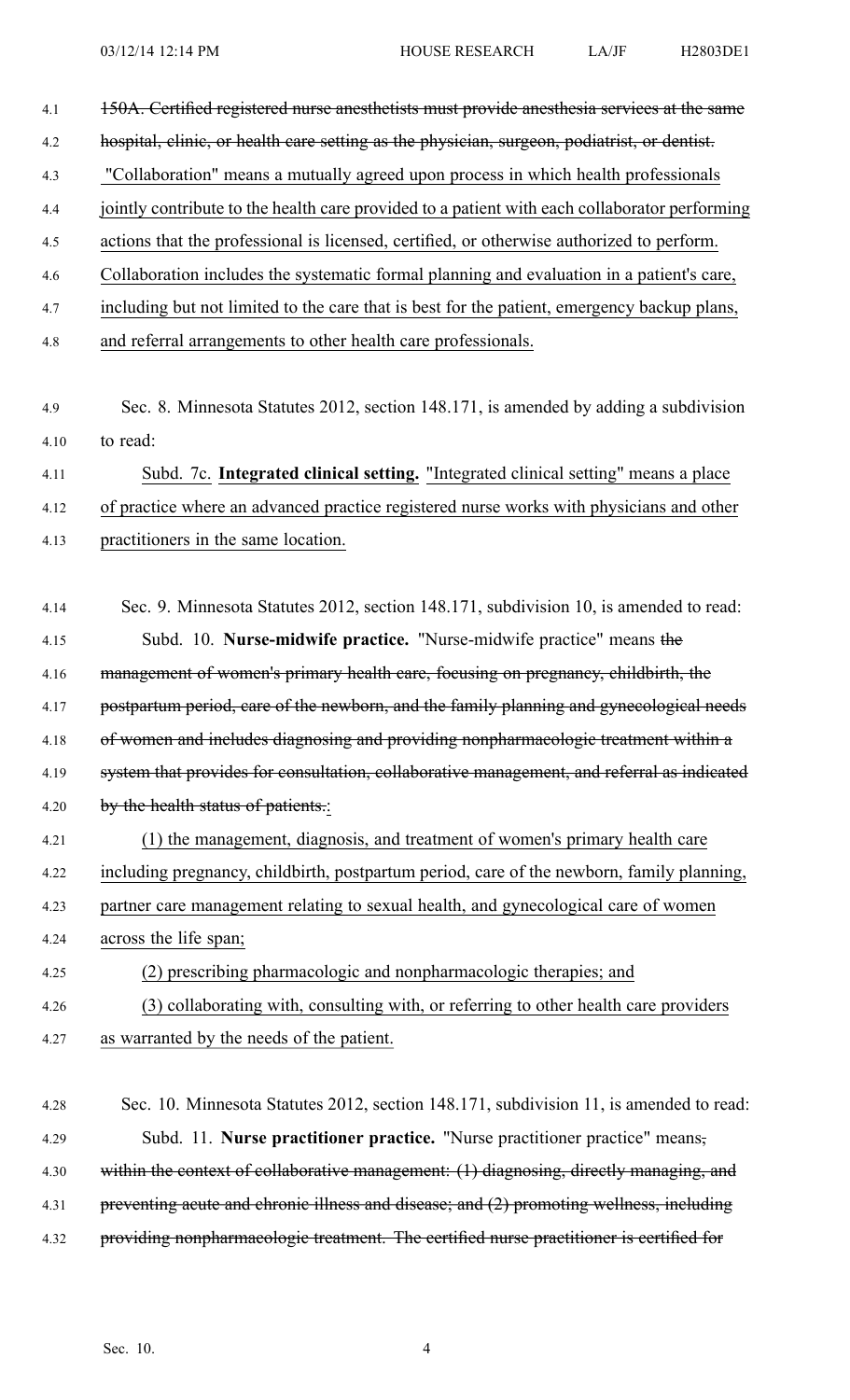~~150A. Certified registered nurse anesthetists must provide anesthesia services at the same hospital, clinic, or health care setting as the physician, surgeon, podiatrist, or dentist.~~ "Collaboration" means a mutually agreed upon process in which health professionals jointly contribute to the health care provided to a patient with each collaborator performing actions that the professional is licensed, certified, or otherwise authorized to perform. Collaboration includes the systematic formal planning and evaluation in a patient's care, including but not limited to the care that is best for the patient, emergency backup plans, and referral arrangements to other health care professionals.

Sec. 8. Minnesota Statutes 2012, section 148.171, is amended by adding a subdivision to read:

Subd. 7c. **Integrated clinical setting.** "Integrated clinical setting" means a place of practice where an advanced practice registered nurse works with physicians and other practitioners in the same location.

Sec. 9. Minnesota Statutes 2012, section 148.171, subdivision 10, is amended to read:

Subd. 10. **Nurse-midwife practice.** "Nurse-midwife practice" means ~~the management of women's primary health care, focusing on pregnancy, childbirth, the postpartum period, care of the newborn, and the family planning and gynecological needs of women and includes diagnosing and providing nonpharmacologic treatment within a system that provides for consultation, collaborative management, and referral as indicated by the health status of patients.~~:

(1) the management, diagnosis, and treatment of women's primary health care including pregnancy, childbirth, postpartum period, care of the newborn, family planning, partner care management relating to sexual health, and gynecological care of women across the life span;

(2) prescribing pharmacologic and nonpharmacologic therapies; and

(3) collaborating with, consulting with, or referring to other health care providers as warranted by the needs of the patient.

Sec. 10. Minnesota Statutes 2012, section 148.171, subdivision 11, is amended to read:

Subd. 11. **Nurse practitioner practice.** "Nurse practitioner practice" means~~, within the context of collaborative management: (1) diagnosing, directly managing, and preventing acute and chronic illness and disease; and (2) promoting wellness, including providing nonpharmacologic treatment. The certified nurse practitioner is certified for~~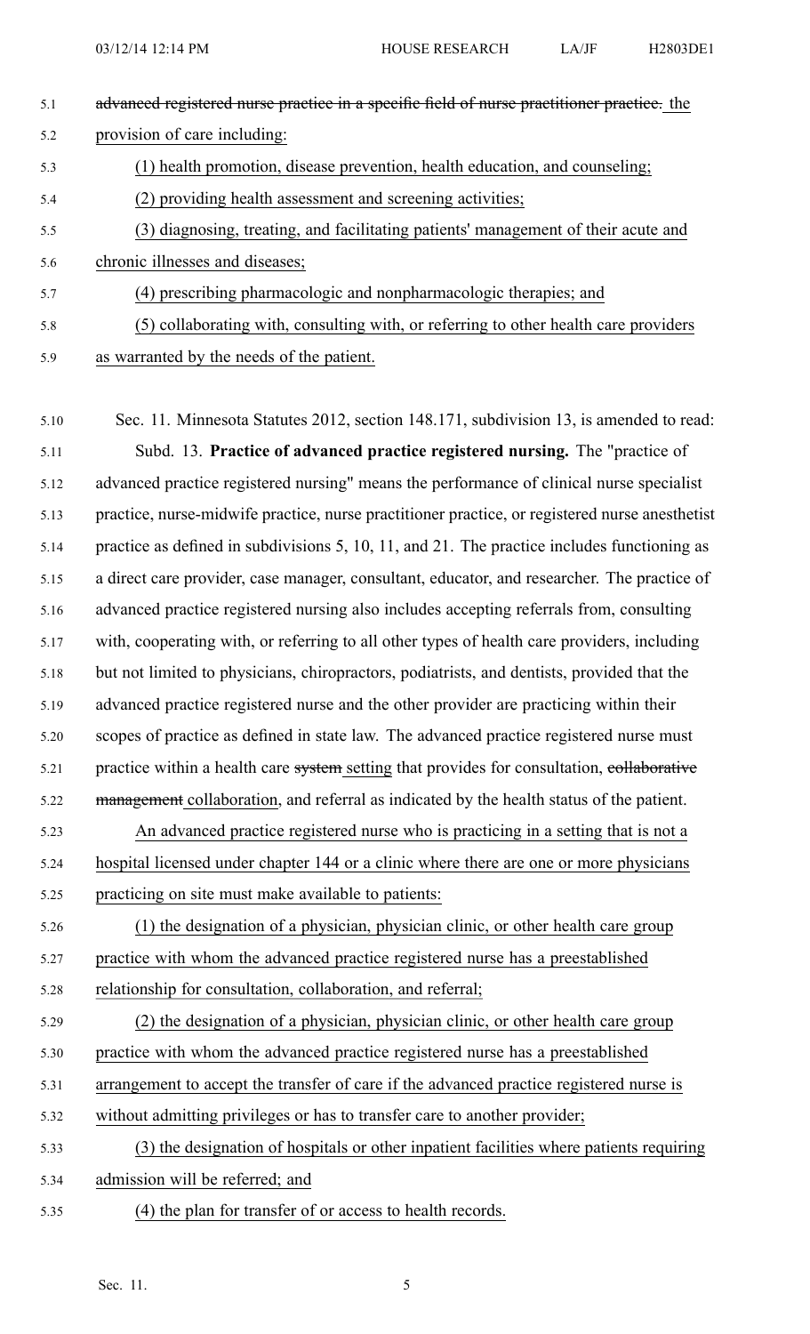advanced registered nurse practice in a specific field of nurse practitioner practice. the provision of care including:

(1) health promotion, disease prevention, health education, and counseling;

(2) providing health assessment and screening activities;

(3) diagnosing, treating, and facilitating patients' management of their acute and chronic illnesses and diseases;

(4) prescribing pharmacologic and nonpharmacologic therapies; and

(5) collaborating with, consulting with, or referring to other health care providers as warranted by the needs of the patient.

Sec. 11. Minnesota Statutes 2012, section 148.171, subdivision 13, is amended to read:

Subd. 13. **Practice of advanced practice registered nursing.** The "practice of advanced practice registered nursing" means the performance of clinical nurse specialist practice, nurse-midwife practice, nurse practitioner practice, or registered nurse anesthetist practice as defined in subdivisions 5, 10, 11, and 21. The practice includes functioning as a direct care provider, case manager, consultant, educator, and researcher. The practice of advanced practice registered nursing also includes accepting referrals from, consulting with, cooperating with, or referring to all other types of health care providers, including but not limited to physicians, chiropractors, podiatrists, and dentists, provided that the advanced practice registered nurse and the other provider are practicing within their scopes of practice as defined in state law. The advanced practice registered nurse must practice within a health care system setting that provides for consultation, collaborative management collaboration, and referral as indicated by the health status of the patient.

An advanced practice registered nurse who is practicing in a setting that is not a hospital licensed under chapter 144 or a clinic where there are one or more physicians practicing on site must make available to patients:

(1) the designation of a physician, physician clinic, or other health care group practice with whom the advanced practice registered nurse has a preestablished relationship for consultation, collaboration, and referral;

(2) the designation of a physician, physician clinic, or other health care group practice with whom the advanced practice registered nurse has a preestablished arrangement to accept the transfer of care if the advanced practice registered nurse is without admitting privileges or has to transfer care to another provider;

(3) the designation of hospitals or other inpatient facilities where patients requiring admission will be referred; and

(4) the plan for transfer of or access to health records.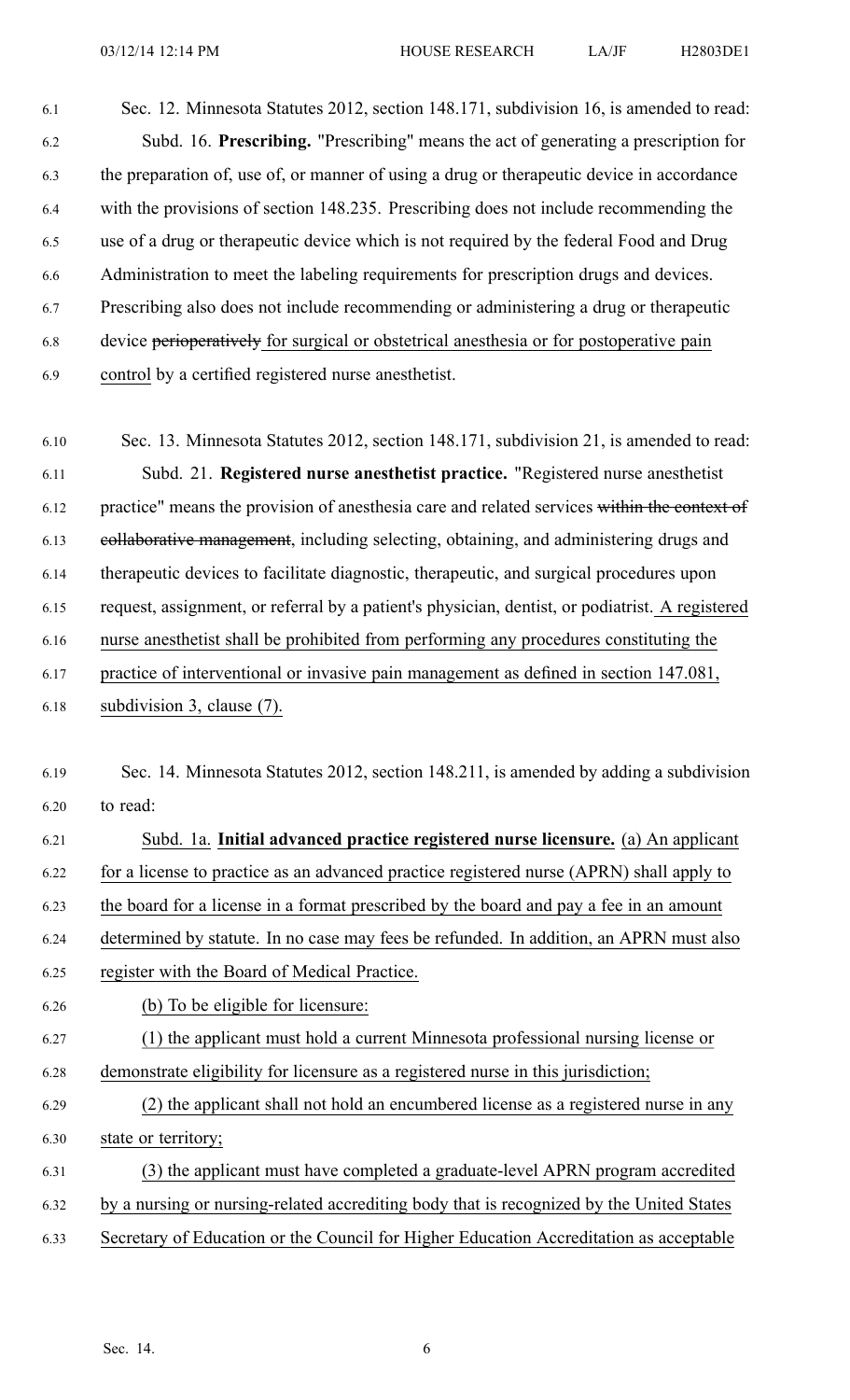Sec. 12. Minnesota Statutes 2012, section 148.171, subdivision 16, is amended to read:

Subd. 16. **Prescribing.** "Prescribing" means the act of generating a prescription for the preparation of, use of, or manner of using a drug or therapeutic device in accordance with the provisions of section 148.235. Prescribing does not include recommending the use of a drug or therapeutic device which is not required by the federal Food and Drug Administration to meet the labeling requirements for prescription drugs and devices. Prescribing also does not include recommending or administering a drug or therapeutic device ~~perioperatively~~ for surgical or obstetrical anesthesia or for postoperative pain control by a certified registered nurse anesthetist.

Sec. 13. Minnesota Statutes 2012, section 148.171, subdivision 21, is amended to read:

Subd. 21. **Registered nurse anesthetist practice.** "Registered nurse anesthetist practice" means the provision of anesthesia care and related services ~~within the context of collaborative management~~, including selecting, obtaining, and administering drugs and therapeutic devices to facilitate diagnostic, therapeutic, and surgical procedures upon request, assignment, or referral by a patient's physician, dentist, or podiatrist. A registered nurse anesthetist shall be prohibited from performing any procedures constituting the practice of interventional or invasive pain management as defined in section 147.081, subdivision 3, clause (7).

Sec. 14. Minnesota Statutes 2012, section 148.211, is amended by adding a subdivision to read:

Subd. 1a. **Initial advanced practice registered nurse licensure.** (a) An applicant for a license to practice as an advanced practice registered nurse (APRN) shall apply to the board for a license in a format prescribed by the board and pay a fee in an amount determined by statute. In no case may fees be refunded. In addition, an APRN must also register with the Board of Medical Practice.

(b) To be eligible for licensure:

(1) the applicant must hold a current Minnesota professional nursing license or demonstrate eligibility for licensure as a registered nurse in this jurisdiction;

(2) the applicant shall not hold an encumbered license as a registered nurse in any state or territory;

(3) the applicant must have completed a graduate-level APRN program accredited by a nursing or nursing-related accrediting body that is recognized by the United States Secretary of Education or the Council for Higher Education Accreditation as acceptable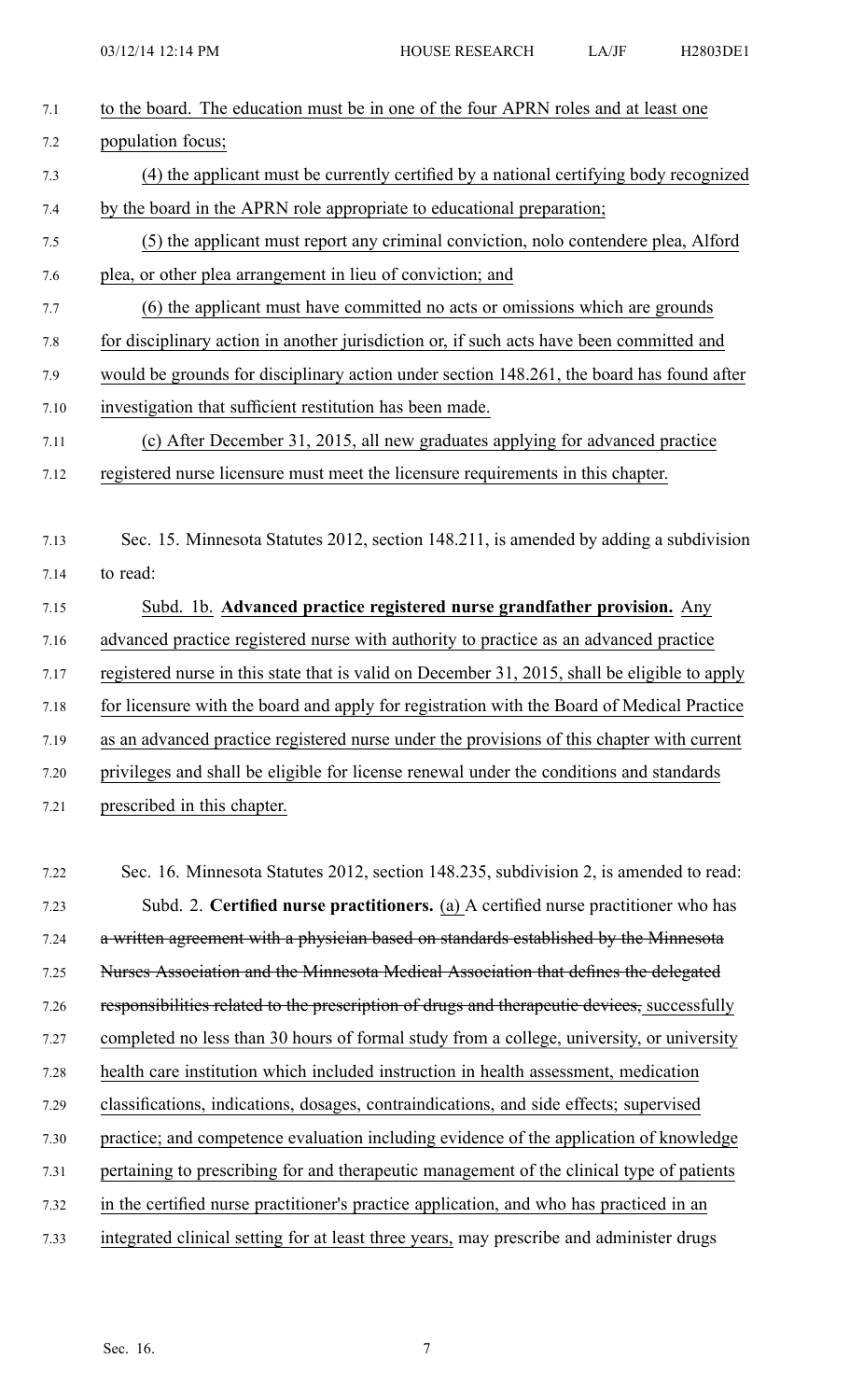to the board. The education must be in one of the four APRN roles and at least one population focus;

(4) the applicant must be currently certified by a national certifying body recognized by the board in the APRN role appropriate to educational preparation;

(5) the applicant must report any criminal conviction, nolo contendere plea, Alford plea, or other plea arrangement in lieu of conviction; and

(6) the applicant must have committed no acts or omissions which are grounds for disciplinary action in another jurisdiction or, if such acts have been committed and would be grounds for disciplinary action under section 148.261, the board has found after investigation that sufficient restitution has been made.

(c) After December 31, 2015, all new graduates applying for advanced practice registered nurse licensure must meet the licensure requirements in this chapter.

Sec. 15. Minnesota Statutes 2012, section 148.211, is amended by adding a subdivision to read:

Subd. 1b. **Advanced practice registered nurse grandfather provision.** Any advanced practice registered nurse with authority to practice as an advanced practice registered nurse in this state that is valid on December 31, 2015, shall be eligible to apply for licensure with the board and apply for registration with the Board of Medical Practice as an advanced practice registered nurse under the provisions of this chapter with current privileges and shall be eligible for license renewal under the conditions and standards prescribed in this chapter.

Sec. 16. Minnesota Statutes 2012, section 148.235, subdivision 2, is amended to read:

Subd. 2. **Certified nurse practitioners.** (a) A certified nurse practitioner who has ~~a written agreement with a physician based on standards established by the Minnesota Nurses Association and the Minnesota Medical Association that defines the delegated responsibilities related to the prescription of drugs and therapeutic devices,~~ successfully completed no less than 30 hours of formal study from a college, university, or university health care institution which included instruction in health assessment, medication classifications, indications, dosages, contraindications, and side effects; supervised practice; and competence evaluation including evidence of the application of knowledge pertaining to prescribing for and therapeutic management of the clinical type of patients in the certified nurse practitioner's practice application, and who has practiced in an integrated clinical setting for at least three years, may prescribe and administer drugs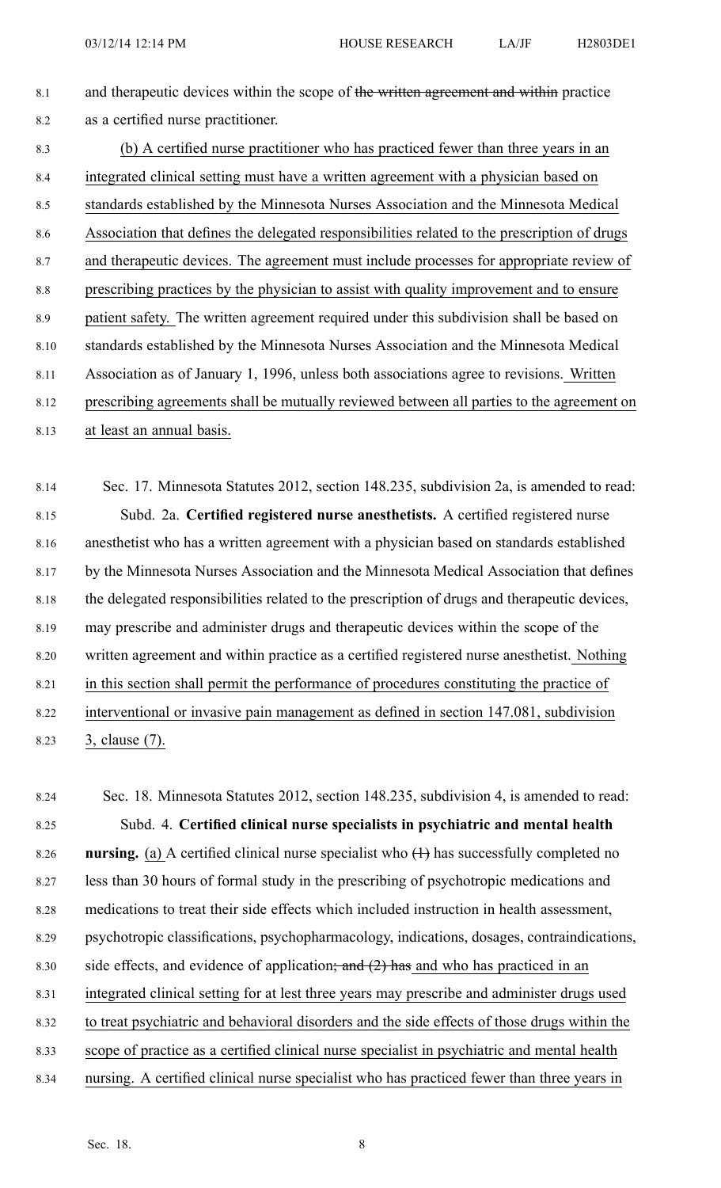and therapeutic devices within the scope of ~~the written agreement and within~~ practice as a certified nurse practitioner.

(b) A certified nurse practitioner who has practiced fewer than three years in an integrated clinical setting must have a written agreement with a physician based on standards established by the Minnesota Nurses Association and the Minnesota Medical Association that defines the delegated responsibilities related to the prescription of drugs and therapeutic devices. The agreement must include processes for appropriate review of prescribing practices by the physician to assist with quality improvement and to ensure patient safety. The written agreement required under this subdivision shall be based on standards established by the Minnesota Nurses Association and the Minnesota Medical Association as of January 1, 1996, unless both associations agree to revisions. Written prescribing agreements shall be mutually reviewed between all parties to the agreement on at least an annual basis.

Sec. 17. Minnesota Statutes 2012, section 148.235, subdivision 2a, is amended to read:

Subd. 2a. **Certified registered nurse anesthetists.** A certified registered nurse anesthetist who has a written agreement with a physician based on standards established by the Minnesota Nurses Association and the Minnesota Medical Association that defines the delegated responsibilities related to the prescription of drugs and therapeutic devices, may prescribe and administer drugs and therapeutic devices within the scope of the written agreement and within practice as a certified registered nurse anesthetist. Nothing in this section shall permit the performance of procedures constituting the practice of interventional or invasive pain management as defined in section 147.081, subdivision 3, clause (7).

Sec. 18. Minnesota Statutes 2012, section 148.235, subdivision 4, is amended to read:

Subd. 4. **Certified clinical nurse specialists in psychiatric and mental health nursing.** (a) A certified clinical nurse specialist who ~~(1)~~ has successfully completed no less than 30 hours of formal study in the prescribing of psychotropic medications and medications to treat their side effects which included instruction in health assessment, psychotropic classifications, psychopharmacology, indications, dosages, contraindications, side effects, and evidence of application~~; and (2) has~~ and who has practiced in an integrated clinical setting for at lest three years may prescribe and administer drugs used to treat psychiatric and behavioral disorders and the side effects of those drugs within the scope of practice as a certified clinical nurse specialist in psychiatric and mental health nursing. A certified clinical nurse specialist who has practiced fewer than three years in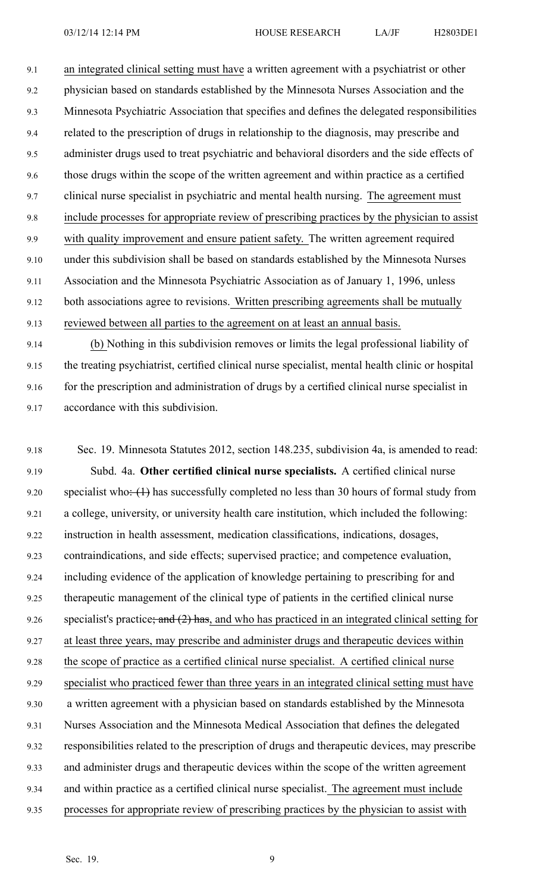an integrated clinical setting must have a written agreement with a psychiatrist or other physician based on standards established by the Minnesota Nurses Association and the Minnesota Psychiatric Association that specifies and defines the delegated responsibilities related to the prescription of drugs in relationship to the diagnosis, may prescribe and administer drugs used to treat psychiatric and behavioral disorders and the side effects of those drugs within the scope of the written agreement and within practice as a certified clinical nurse specialist in psychiatric and mental health nursing. The agreement must include processes for appropriate review of prescribing practices by the physician to assist with quality improvement and ensure patient safety. The written agreement required under this subdivision shall be based on standards established by the Minnesota Nurses Association and the Minnesota Psychiatric Association as of January 1, 1996, unless both associations agree to revisions. Written prescribing agreements shall be mutually reviewed between all parties to the agreement on at least an annual basis.

(b) Nothing in this subdivision removes or limits the legal professional liability of the treating psychiatrist, certified clinical nurse specialist, mental health clinic or hospital for the prescription and administration of drugs by a certified clinical nurse specialist in accordance with this subdivision.

Sec. 19. Minnesota Statutes 2012, section 148.235, subdivision 4a, is amended to read:

Subd. 4a. **Other certified clinical nurse specialists.** A certified clinical nurse specialist who~~: (1)~~ has successfully completed no less than 30 hours of formal study from a college, university, or university health care institution, which included the following: instruction in health assessment, medication classifications, indications, dosages, contraindications, and side effects; supervised practice; and competence evaluation, including evidence of the application of knowledge pertaining to prescribing for and therapeutic management of the clinical type of patients in the certified clinical nurse specialist's practice~~; and (2) has~~, and who has practiced in an integrated clinical setting for at least three years, may prescribe and administer drugs and therapeutic devices within the scope of practice as a certified clinical nurse specialist. A certified clinical nurse specialist who practiced fewer than three years in an integrated clinical setting must have a written agreement with a physician based on standards established by the Minnesota Nurses Association and the Minnesota Medical Association that defines the delegated responsibilities related to the prescription of drugs and therapeutic devices, may prescribe and administer drugs and therapeutic devices within the scope of the written agreement and within practice as a certified clinical nurse specialist. The agreement must include processes for appropriate review of prescribing practices by the physician to assist with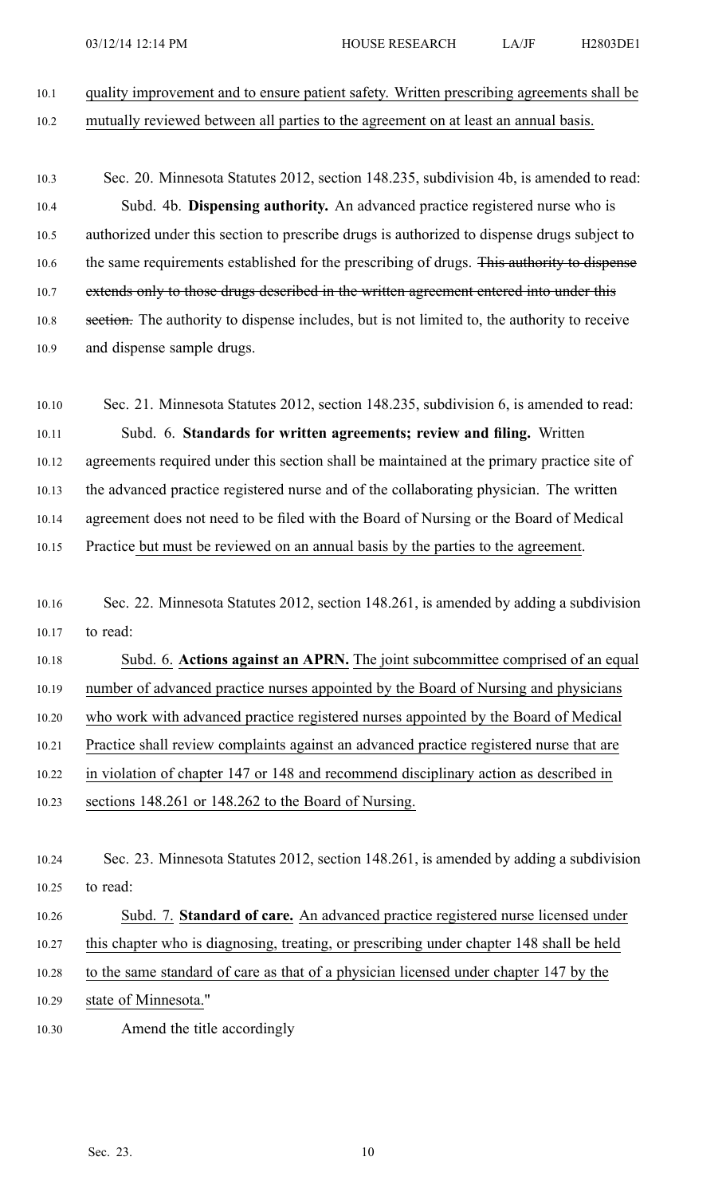quality improvement and to ensure patient safety. Written prescribing agreements shall be mutually reviewed between all parties to the agreement on at least an annual basis.

Sec. 20. Minnesota Statutes 2012, section 148.235, subdivision 4b, is amended to read:

Subd. 4b. **Dispensing authority.** An advanced practice registered nurse who is authorized under this section to prescribe drugs is authorized to dispense drugs subject to the same requirements established for the prescribing of drugs. ~~This authority to dispense extends only to those drugs described in the written agreement entered into under this section.~~ The authority to dispense includes, but is not limited to, the authority to receive and dispense sample drugs.

Sec. 21. Minnesota Statutes 2012, section 148.235, subdivision 6, is amended to read:

Subd. 6. **Standards for written agreements; review and filing.** Written agreements required under this section shall be maintained at the primary practice site of the advanced practice registered nurse and of the collaborating physician. The written agreement does not need to be filed with the Board of Nursing or the Board of Medical Practice but must be reviewed on an annual basis by the parties to the agreement.

Sec. 22. Minnesota Statutes 2012, section 148.261, is amended by adding a subdivision to read:

Subd. 6. **Actions against an APRN.** The joint subcommittee comprised of an equal number of advanced practice nurses appointed by the Board of Nursing and physicians who work with advanced practice registered nurses appointed by the Board of Medical Practice shall review complaints against an advanced practice registered nurse that are in violation of chapter 147 or 148 and recommend disciplinary action as described in sections 148.261 or 148.262 to the Board of Nursing.

Sec. 23. Minnesota Statutes 2012, section 148.261, is amended by adding a subdivision to read:

Subd. 7. **Standard of care.** An advanced practice registered nurse licensed under this chapter who is diagnosing, treating, or prescribing under chapter 148 shall be held to the same standard of care as that of a physician licensed under chapter 147 by the state of Minnesota."

Amend the title accordingly